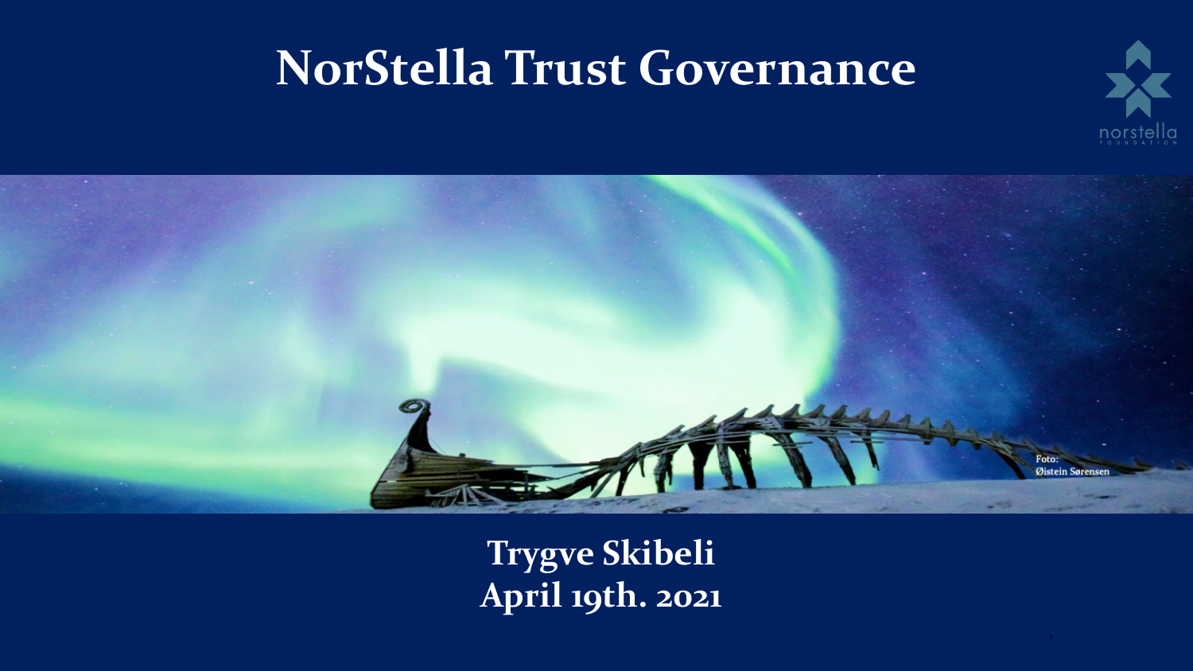# NorStella Trust Governance

Foto: Øistein Sørensen

**Trygve Skibeli**
**April 19th. 2021**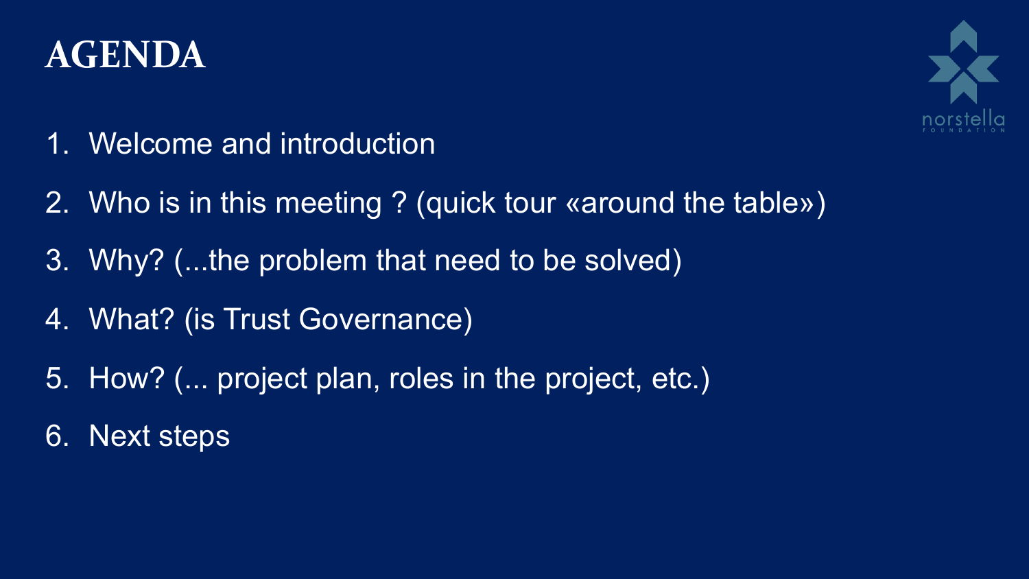# AGENDA

1. Welcome and introduction
2. Who is in this meeting ? (quick tour «around the table»)
3. Why? (...the problem that need to be solved)
4. What? (is Trust Governance)
5. How? (... project plan, roles in the project, etc.)
6. Next steps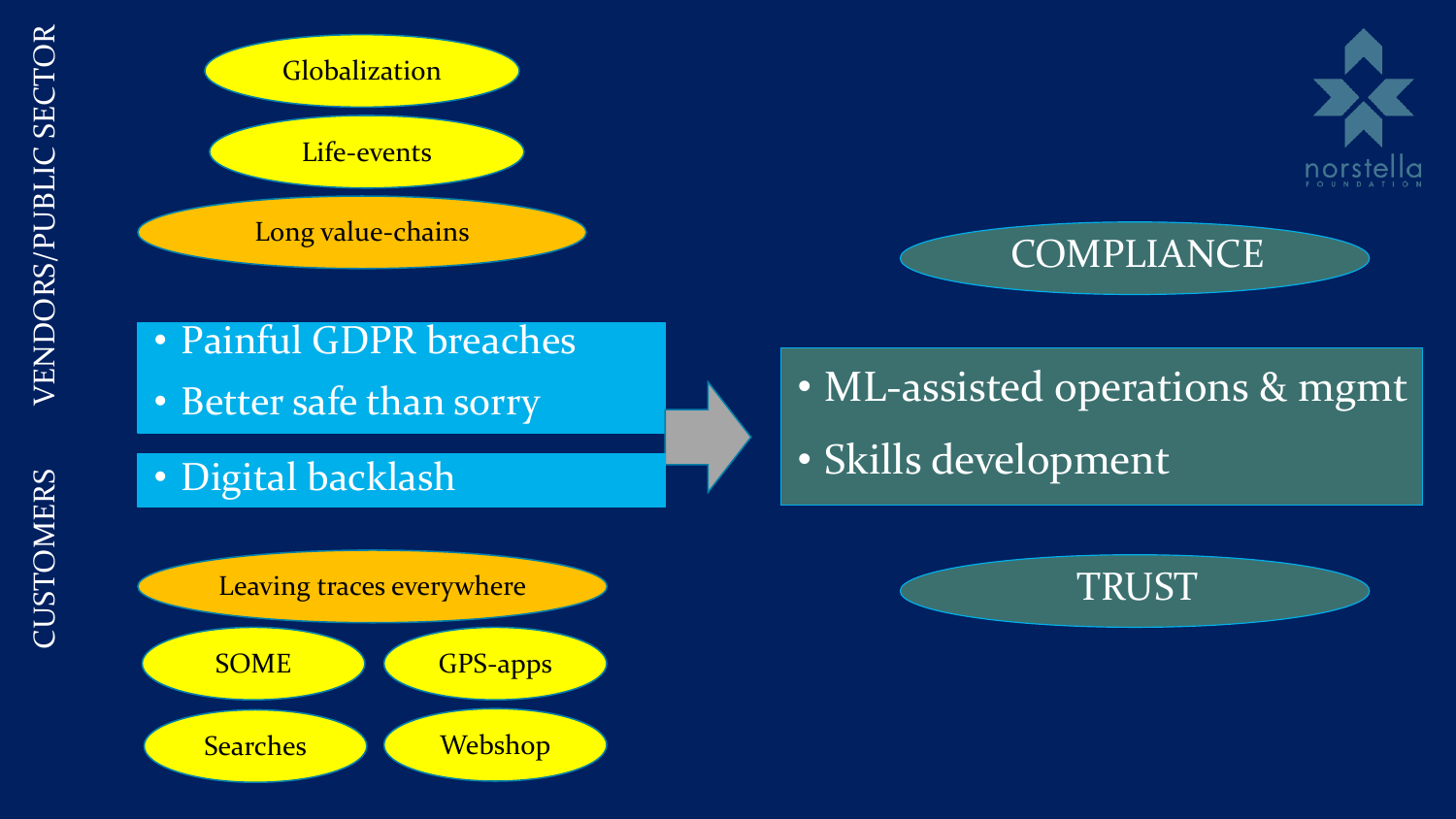VENDORS/PUBLIC SECTOR

- Globalization
- Life-events
- Long value-chains

CUSTOMERS

- Leaving traces everywhere
- SOME
- GPS-apps
- Searches
- Webshop

---

- Painful GDPR breaches
- Better safe than sorry

- Digital backlash

→

COMPLIANCE

- ML-assisted operations & mgmt
- Skills development

TRUST

norstella FOUNDATION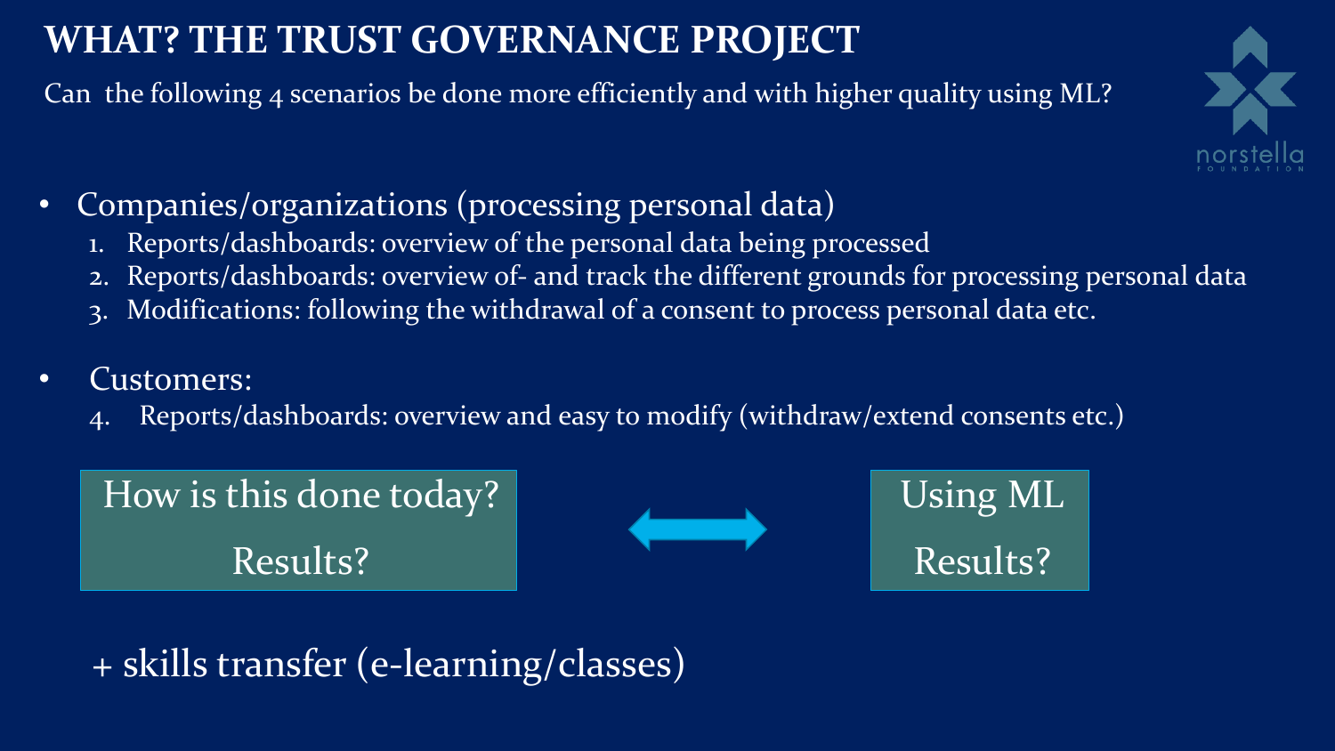# WHAT? THE TRUST GOVERNANCE PROJECT

Can the following 4 scenarios be done more efficiently and with higher quality using ML?

- Companies/organizations (processing personal data)
  1. Reports/dashboards: overview of the personal data being processed
  2. Reports/dashboards: overview of- and track the different grounds for processing personal data
  3. Modifications: following the withdrawal of a consent to process personal data etc.
- Customers:
  4. Reports/dashboards: overview and easy to modify (withdraw/extend consents etc.)

How is this done today?

Results?

↔

Using ML

Results?

\+ skills transfer (e-learning/classes)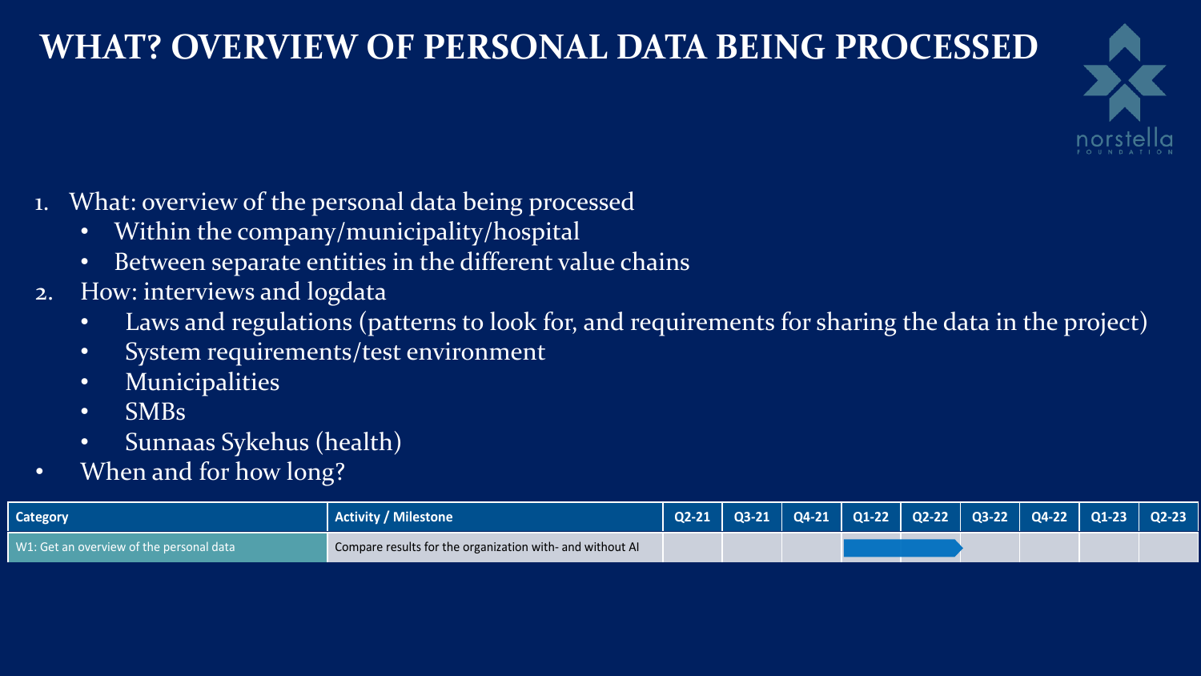# WHAT? OVERVIEW OF PERSONAL DATA BEING PROCESSED

1. What: overview of the personal data being processed
   - Within the company/municipality/hospital
   - Between separate entities in the different value chains
2. How: interviews and logdata
   - Laws and regulations (patterns to look for, and requirements for sharing the data in the project)
   - System requirements/test environment
   - Municipalities
   - SMBs
   - Sunnaas Sykehus (health)
- When and for how long?

| Category | Activity / Milestone | Q2-21 | Q3-21 | Q4-21 | Q1-22 | Q2-22 | Q3-22 | Q4-22 | Q1-23 | Q2-23 |
|---|---|---|---|---|---|---|---|---|---|---|
| W1: Get an overview of the personal data | Compare results for the organization with- and without AI | | | | ■ | ■ | | | | |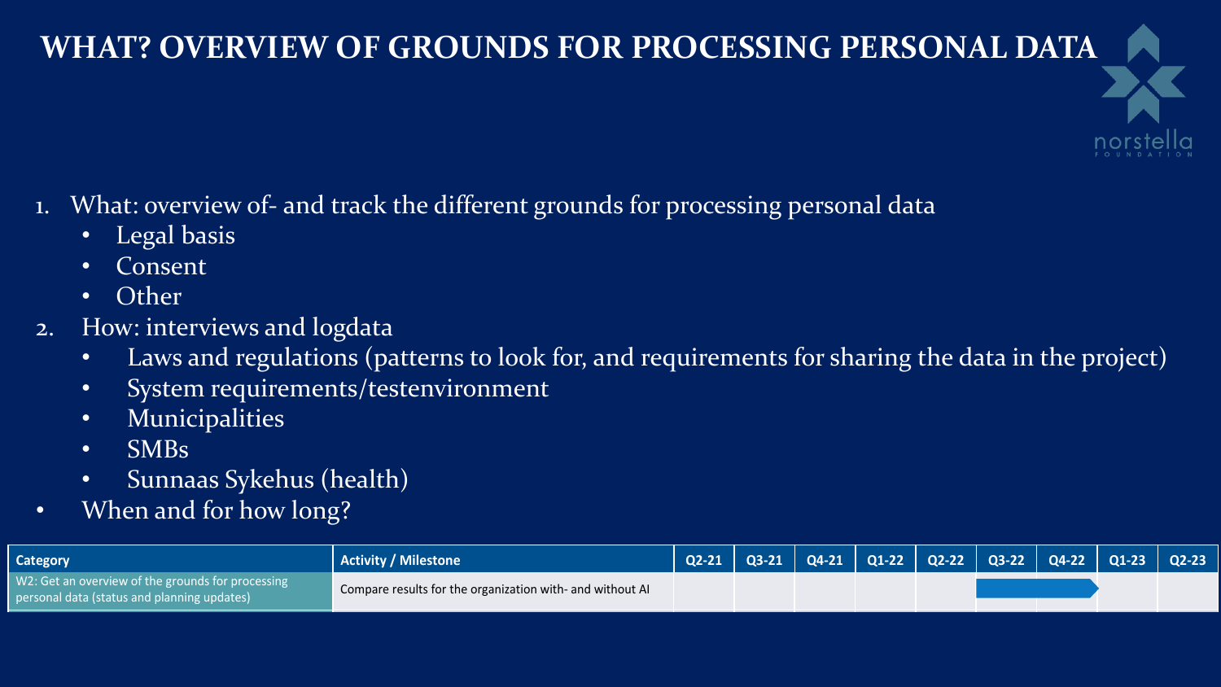# WHAT? OVERVIEW OF GROUNDS FOR PROCESSING PERSONAL DATA

1. What: overview of- and track the different grounds for processing personal data
   - Legal basis
   - Consent
   - Other
2. How: interviews and logdata
   - Laws and regulations (patterns to look for, and requirements for sharing the data in the project)
   - System requirements/testenvironment
   - Municipalities
   - SMBs
   - Sunnaas Sykehus (health)
- When and for how long?

| Category | Activity / Milestone | Q2-21 | Q3-21 | Q4-21 | Q1-22 | Q2-22 | Q3-22 | Q4-22 | Q1-23 | Q2-23 |
|---|---|---|---|---|---|---|---|---|---|---|
| W2: Get an overview of the grounds for processing personal data (status and planning updates) | Compare results for the organization with- and without AI | | | | | | ■ | ■ | | |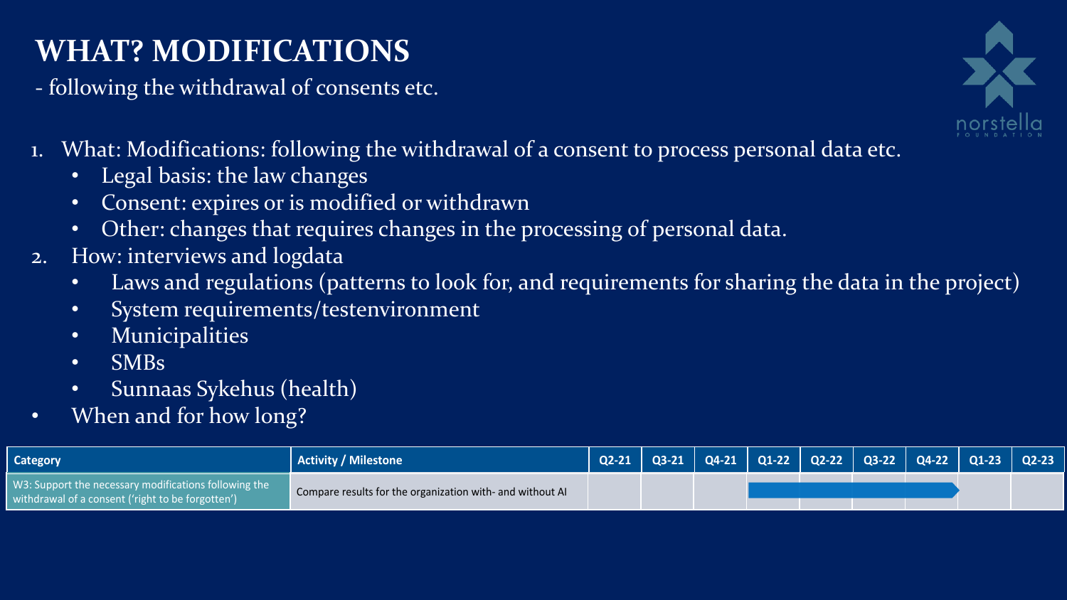# WHAT? MODIFICATIONS

- following the withdrawal of consents etc.

1. What: Modifications: following the withdrawal of a consent to process personal data etc.
    - Legal basis: the law changes
    - Consent: expires or is modified or withdrawn
    - Other: changes that requires changes in the processing of personal data.
2. How: interviews and logdata
    - Laws and regulations (patterns to look for, and requirements for sharing the data in the project)
    - System requirements/testenvironment
    - Municipalities
    - SMBs
    - Sunnaas Sykehus (health)

- When and for how long?

| Category | Activity / Milestone | Q2-21 | Q3-21 | Q4-21 | Q1-22 | Q2-22 | Q3-22 | Q4-22 | Q1-23 | Q2-23 |
|---|---|---|---|---|---|---|---|---|---|---|
| W3: Support the necessary modifications following the withdrawal of a consent ('right to be forgotten') | Compare results for the organization with- and without AI | | | | | | | | | |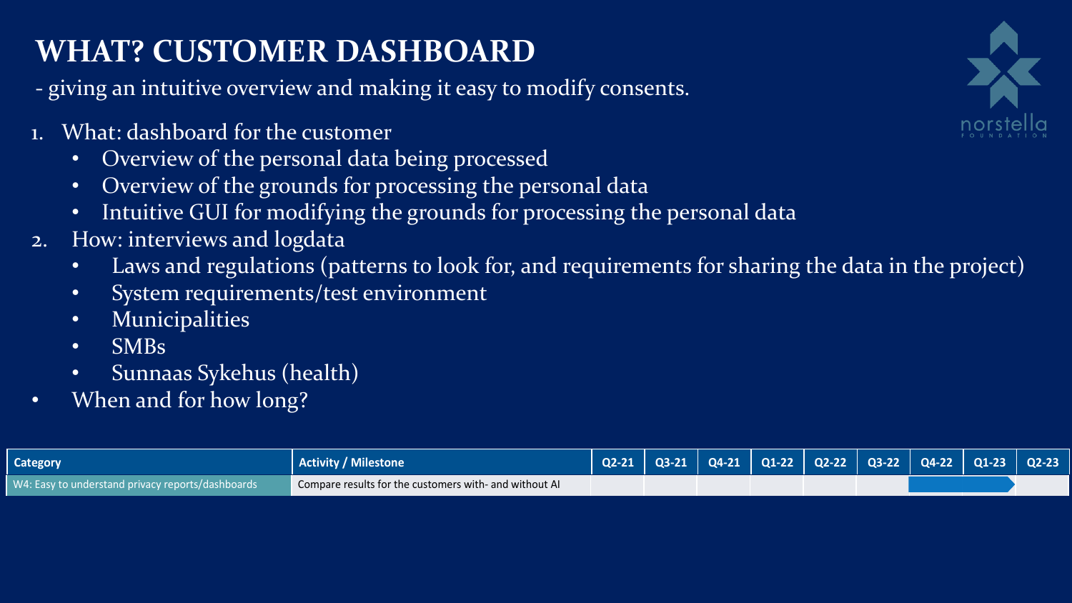# WHAT? CUSTOMER DASHBOARD

- giving an intuitive overview and making it easy to modify consents.

1. What: dashboard for the customer
   - Overview of the personal data being processed
   - Overview of the grounds for processing the personal data
   - Intuitive GUI for modifying the grounds for processing the personal data
2. How: interviews and logdata
   - Laws and regulations (patterns to look for, and requirements for sharing the data in the project)
   - System requirements/test environment
   - Municipalities
   - SMBs
   - Sunnaas Sykehus (health)

- When and for how long?

| Category | Activity / Milestone | Q2-21 | Q3-21 | Q4-21 | Q1-22 | Q2-22 | Q3-22 | Q4-22 | Q1-23 | Q2-23 |
|---|---|---|---|---|---|---|---|---|---|---|
| W4: Easy to understand privacy reports/dashboards | Compare results for the customers with- and without AI | | | | | | | | | |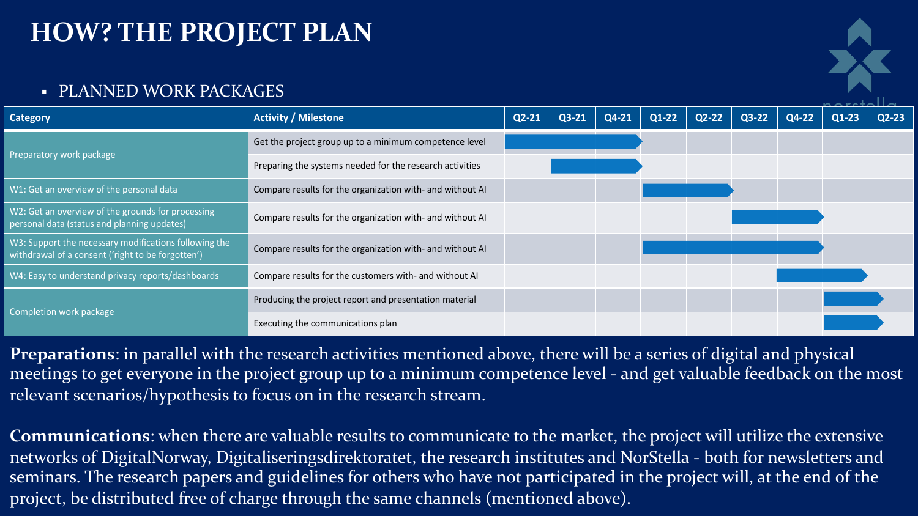# HOW? THE PROJECT PLAN

- PLANNED WORK PACKAGES

| Category | Activity / Milestone | Q2-21 | Q3-21 | Q4-21 | Q1-22 | Q2-22 | Q3-22 | Q4-22 | Q1-23 | Q2-23 |
|---|---|---|---|---|---|---|---|---|---|---|
| Preparatory work package | Get the project group up to a minimum competence level | ■ | ■ | ■ | | | | | | |
| | Preparing the systems needed for the research activities | | ■ | ■ | | | | | | |
| W1: Get an overview of the personal data | Compare results for the organization with- and without AI | | | | ■ | ■ | | | | |
| W2: Get an overview of the grounds for processing personal data (status and planning updates) | Compare results for the organization with- and without AI | | | | | | ■ | ■ | | |
| W3: Support the necessary modifications following the withdrawal of a consent ('right to be forgotten') | Compare results for the organization with- and without AI | | | | ■ | ■ | ■ | ■ | | |
| W4: Easy to understand privacy reports/dashboards | Compare results for the customers with- and without AI | | | | | | | ■ | ■ | |
| Completion work package | Producing the project report and presentation material | | | | | | | | ■ | ■ |
| | Executing the communications plan | | | | | | | | ■ | ■ |

**Preparations**: in parallel with the research activities mentioned above, there will be a series of digital and physical meetings to get everyone in the project group up to a minimum competence level - and get valuable feedback on the most relevant scenarios/hypothesis to focus on in the research stream.

**Communications**: when there are valuable results to communicate to the market, the project will utilize the extensive networks of DigitalNorway, Digitaliseringsdirektoratet, the research institutes and NorStella - both for newsletters and seminars. The research papers and guidelines for others who have not participated in the project will, at the end of the project, be distributed free of charge through the same channels (mentioned above).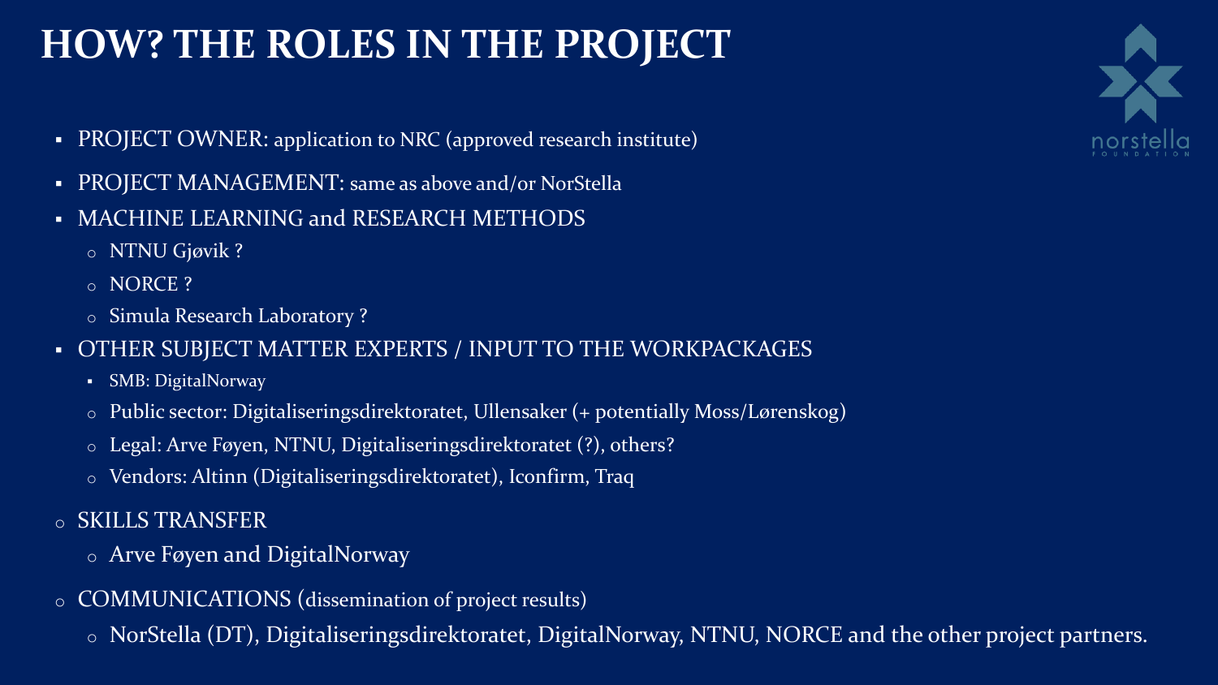# HOW? THE ROLES IN THE PROJECT

- PROJECT OWNER: application to NRC (approved research institute)
- PROJECT MANAGEMENT: same as above and/or NorStella
- MACHINE LEARNING and RESEARCH METHODS
  - NTNU Gjøvik ?
  - NORCE ?
  - Simula Research Laboratory ?
- OTHER SUBJECT MATTER EXPERTS / INPUT TO THE WORKPACKAGES
  - SMB: DigitalNorway
  - Public sector: Digitaliseringsdirektoratet, Ullensaker (+ potentially Moss/Lørenskog)
  - Legal: Arve Føyen, NTNU, Digitaliseringsdirektoratet (?), others?
  - Vendors: Altinn (Digitaliseringsdirektoratet), Iconfirm, Traq
- SKILLS TRANSFER
  - Arve Føyen and DigitalNorway
- COMMUNICATIONS (dissemination of project results)
  - NorStella (DT), Digitaliseringsdirektoratet, DigitalNorway, NTNU, NORCE and the other project partners.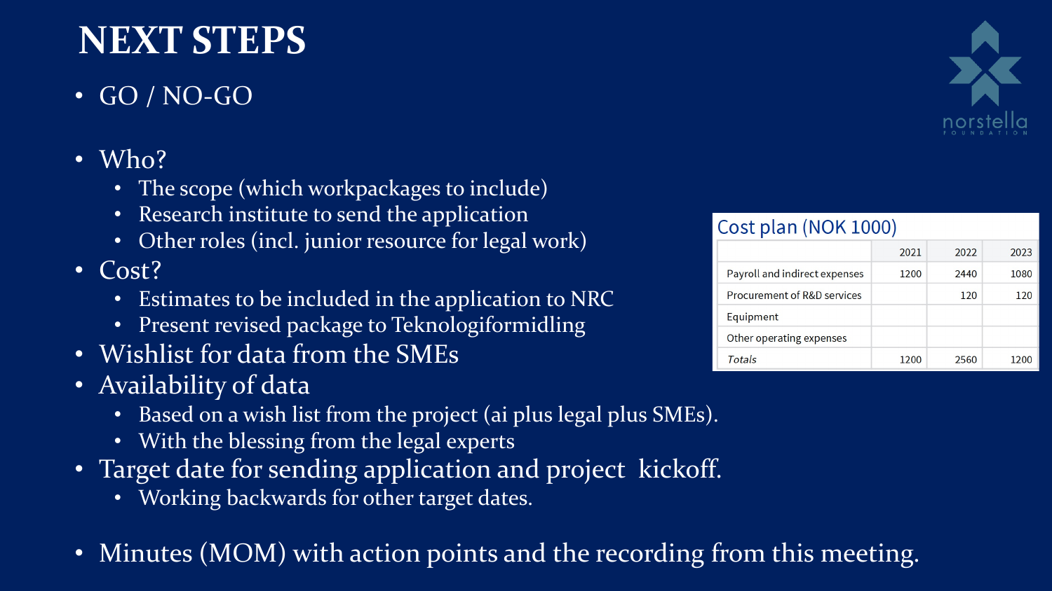# NEXT STEPS

- GO / NO-GO

- Who?
  - The scope (which workpackages to include)
  - Research institute to send the application
  - Other roles (incl. junior resource for legal work)
- Cost?
  - Estimates to be included in the application to NRC
  - Present revised package to Teknologiformidling
- Wishlist for data from the SMEs
- Availability of data
  - Based on a wish list from the project (ai plus legal plus SMEs).
  - With the blessing from the legal experts
- Target date for sending application and project kickoff.
  - Working backwards for other target dates.

- Minutes (MOM) with action points and the recording from this meeting.

**Cost plan (NOK 1000)**

| | 2021 | 2022 | 2023 |
|---|---|---|---|
| Payroll and indirect expenses | 1200 | 2440 | 1080 |
| Procurement of R&D services | | 120 | 120 |
| Equipment | | | |
| Other operating expenses | | | |
| *Totals* | 1200 | 2560 | 1200 |

norstella FOUNDATION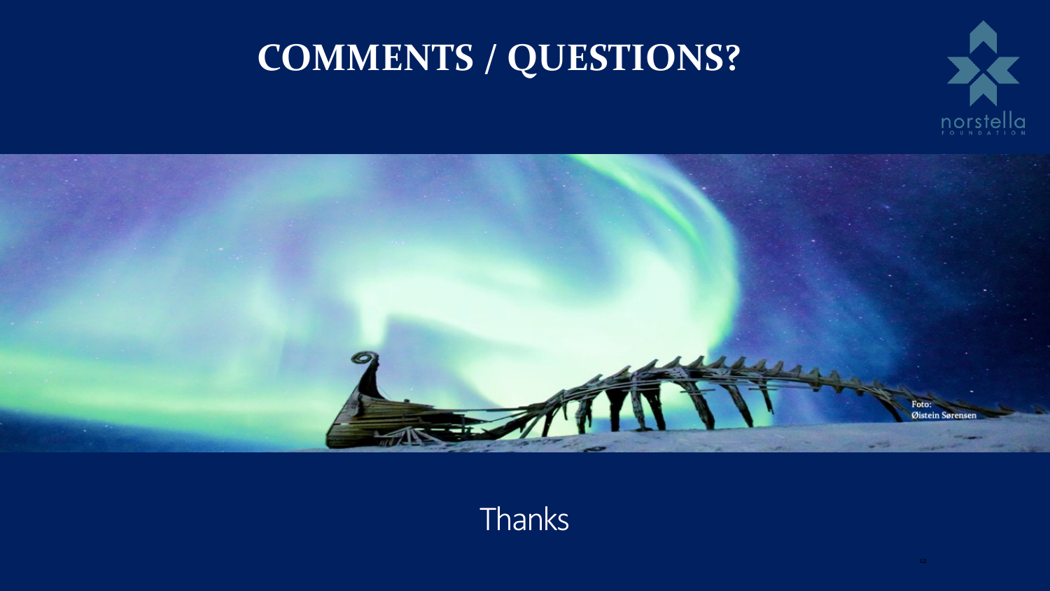# COMMENTS / QUESTIONS?

Foto: Øistein Sørensen

Thanks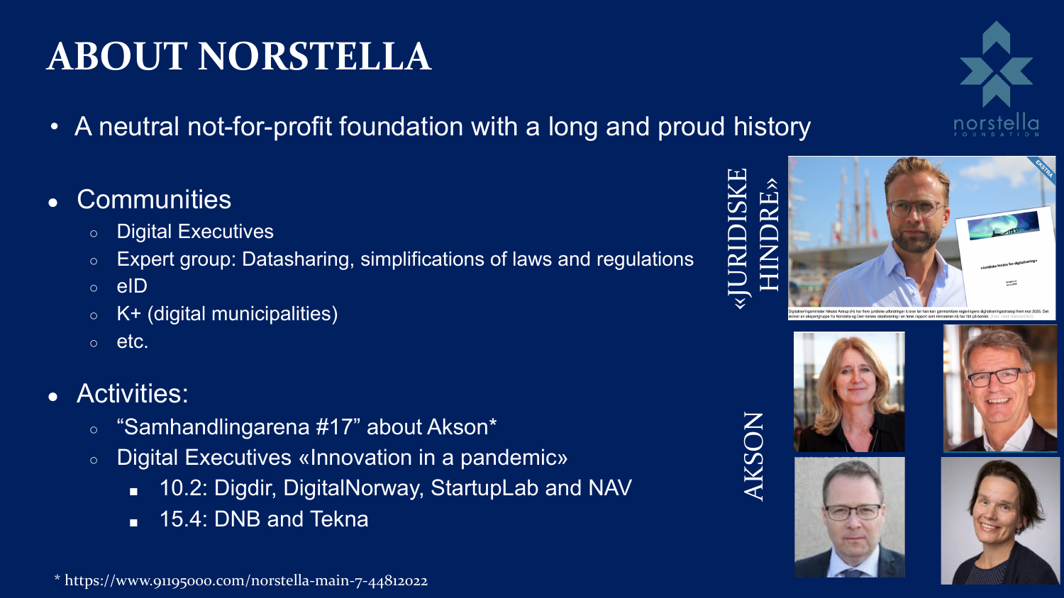# ABOUT NORSTELLA

- A neutral not-for-profit foundation with a long and proud history

- Communities
  - Digital Executives
  - Expert group: Datasharing, simplifications of laws and regulations
  - eID
  - K+ (digital municipalities)
  - etc.

- Activities:
  - "Samhandlingarena #17" about Akson*
  - Digital Executives «Innovation in a pandemic»
    - 10.2: Digdir, DigitalNorway, StartupLab and NAV
    - 15.4: DNB and Tekna

«JURIDISKE HINDRE»

AKSON

\* https://www.91195000.com/norstella-main-7-44812022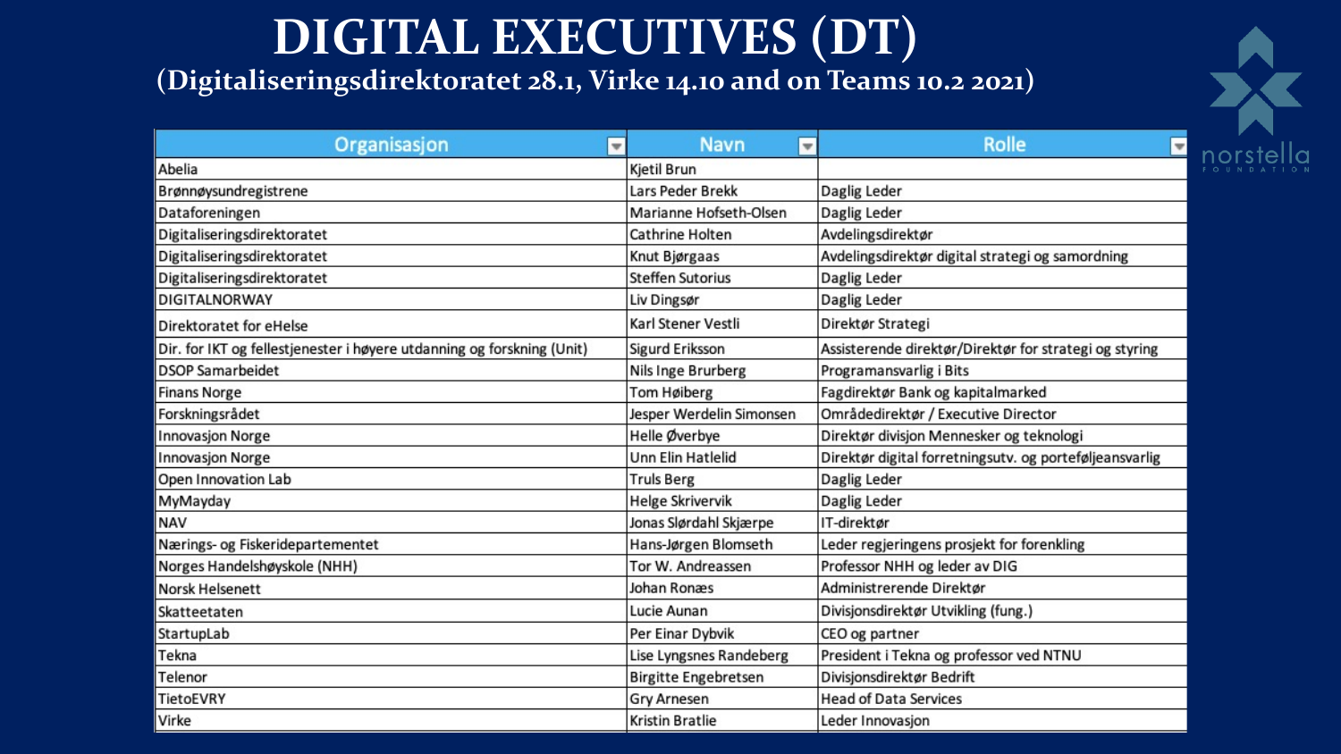# DIGITAL EXECUTIVES (DT)

**(Digitaliseringsdirektoratet 28.1, Virke 14.10 and on Teams 10.2 2021)**

| Organisasjon | Navn | Rolle |
|---|---|---|
| Abelia | Kjetil Brun | |
| Brønnøysundregistrene | Lars Peder Brekk | Daglig Leder |
| Dataforeningen | Marianne Hofseth-Olsen | Daglig Leder |
| Digitaliseringsdirektoratet | Cathrine Holten | Avdelingsdirektør |
| Digitaliseringsdirektoratet | Knut Bjørgaas | Avdelingsdirektør digital strategi og samordning |
| Digitaliseringsdirektoratet | Steffen Sutorius | Daglig Leder |
| DIGITALNORWAY | Liv Dingsør | Daglig Leder |
| Direktoratet for eHelse | Karl Stener Vestli | Direktør Strategi |
| Dir. for IKT og fellestjenester i høyere utdanning og forskning (Unit) | Sigurd Eriksson | Assisterende direktør/Direktør for strategi og styring |
| DSOP Samarbeidet | Nils Inge Brurberg | Programansvarlig i Bits |
| Finans Norge | Tom Høiberg | Fagdirektør Bank og kapitalmarked |
| Forskningsrådet | Jesper Werdelin Simonsen | Områdedirektør / Executive Director |
| Innovasjon Norge | Helle Øverbye | Direktør divisjon Mennesker og teknologi |
| Innovasjon Norge | Unn Elin Hatlelid | Direktør digital forretningsutv. og porteføljeansvarlig |
| Open Innovation Lab | Truls Berg | Daglig Leder |
| MyMayday | Helge Skrivervik | Daglig Leder |
| NAV | Jonas Slørdahl Skjærpe | IT-direktør |
| Nærings- og Fiskeridepartementet | Hans-Jørgen Blomseth | Leder regjeringens prosjekt for forenkling |
| Norges Handelshøyskole (NHH) | Tor W. Andreassen | Professor NHH og leder av DIG |
| Norsk Helsenett | Johan Ronæs | Administrerende Direktør |
| Skatteetaten | Lucie Aunan | Divisjonsdirektør Utvikling (fung.) |
| StartupLab | Per Einar Dybvik | CEO og partner |
| Tekna | Lise Lyngsnes Randeberg | President i Tekna og professor ved NTNU |
| Telenor | Birgitte Engebretsen | Divisjonsdirektør Bedrift |
| TietoEVRY | Gry Arnesen | Head of Data Services |
| Virke | Kristin Bratlie | Leder Innovasjon |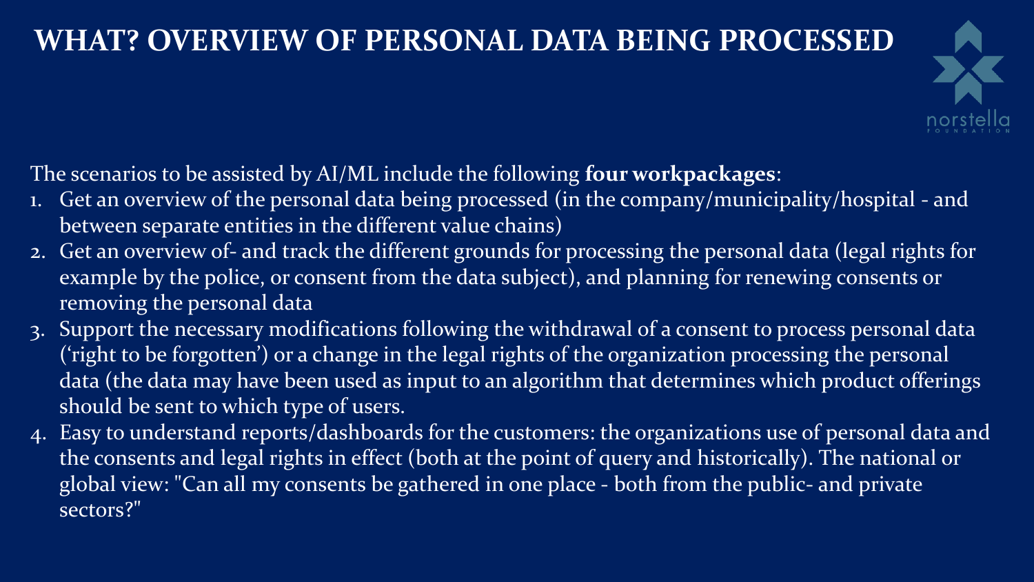# WHAT? OVERVIEW OF PERSONAL DATA BEING PROCESSED

norstella FOUNDATION

The scenarios to be assisted by AI/ML include the following **four workpackages**:

1. Get an overview of the personal data being processed (in the company/municipality/hospital - and between separate entities in the different value chains)
2. Get an overview of- and track the different grounds for processing the personal data (legal rights for example by the police, or consent from the data subject), and planning for renewing consents or removing the personal data
3. Support the necessary modifications following the withdrawal of a consent to process personal data ('right to be forgotten') or a change in the legal rights of the organization processing the personal data (the data may have been used as input to an algorithm that determines which product offerings should be sent to which type of users.
4. Easy to understand reports/dashboards for the customers: the organizations use of personal data and the consents and legal rights in effect (both at the point of query and historically). The national or global view: "Can all my consents be gathered in one place - both from the public- and private sectors?"